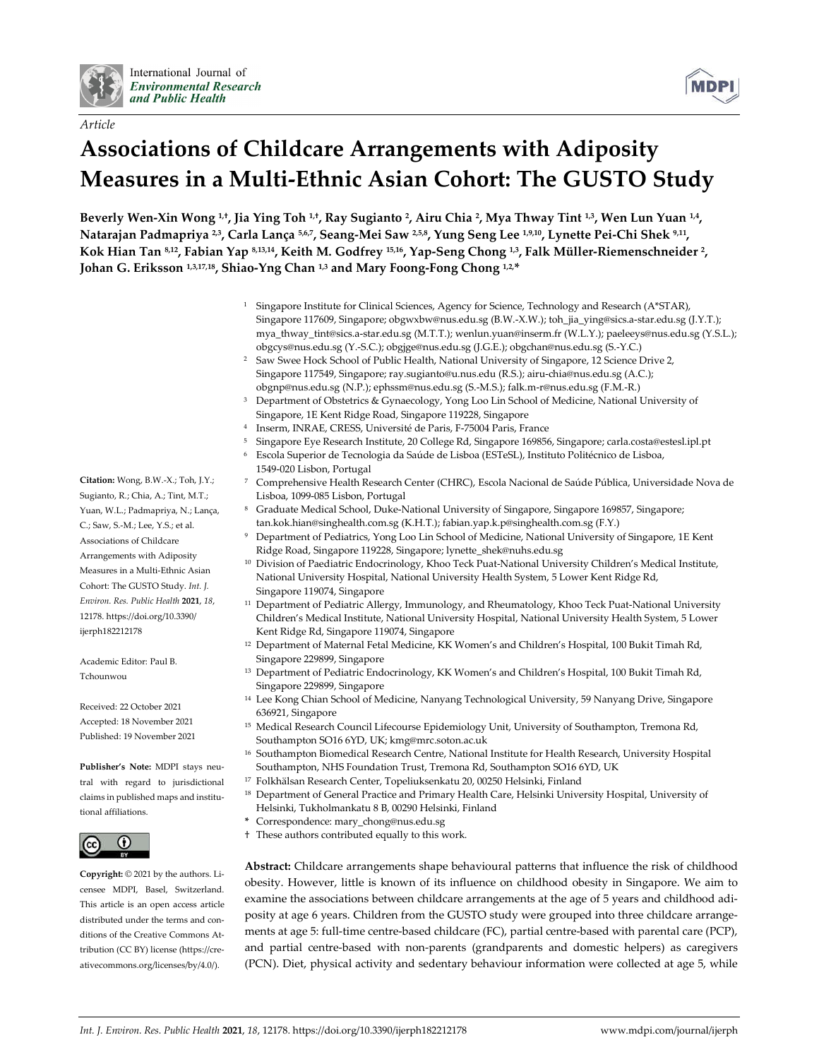International Journal of *Environmental Research and Public Health*

*Article*

# Associations of Childcare Arrangements with Adiposity Measures in a Multi-Ethnic Asian Cohort: The GUSTO Study

**Beverly Wen-Xin Wong [1,†], Jia Ying Toh [1,†], Ray Sugianto [2], Airu Chia [2], Mya Thway Tint [1,3], Wen Lun Yuan [1,4], Natarajan Padmapriya [2,3], Carla Lança [5,6,7], Seang-Mei Saw [2,5,8], Yung Seng Lee [1,9,10], Lynette Pei-Chi Shek [9,11], Kok Hian Tan [8,12], Fabian Yap [8,13,14], Keith M. Godfrey [15,16], Yap-Seng Chong [1,3], Falk Müller-Riemenschneider [2], Johan G. Eriksson [1,3,17,18], Shiao-Yng Chan [1,3] and Mary Foong-Fong Chong [1,2,*]**

[1] Singapore Institute for Clinical Sciences, Agency for Science, Technology and Research (A*STAR), Singapore 117609, Singapore; obgwxbw@nus.edu.sg (B.W.-X.W.); toh_jia_ying@sics.a-star.edu.sg (J.Y.T.); mya_thway_tint@sics.a-star.edu.sg (M.T.T.); wenlun.yuan@inserm.fr (W.L.Y.); paeleeys@nus.edu.sg (Y.S.L.); obgcys@nus.edu.sg (Y.-S.C.); obgjge@nus.edu.sg (J.G.E.); obgchan@nus.edu.sg (S.-Y.C.)

[2] Saw Swee Hock School of Public Health, National University of Singapore, 12 Science Drive 2, Singapore 117549, Singapore; ray.sugianto@u.nus.edu (R.S.); airu-chia@nus.edu.sg (A.C.); obgnp@nus.edu.sg (N.P.); ephssm@nus.edu.sg (S.-M.S.); falk.m-r@nus.edu.sg (F.M.-R.)

[3] Department of Obstetrics & Gynaecology, Yong Loo Lin School of Medicine, National University of Singapore, 1E Kent Ridge Road, Singapore 119228, Singapore

[4] Inserm, INRAE, CRESS, Université de Paris, F-75004 Paris, France

[5] Singapore Eye Research Institute, 20 College Rd, Singapore 169856, Singapore; carla.costa@estesl.ipl.pt

[6] Escola Superior de Tecnologia da Saúde de Lisboa (ESTeSL), Instituto Politécnico de Lisboa, 1549-020 Lisbon, Portugal

[7] Comprehensive Health Research Center (CHRC), Escola Nacional de Saúde Pública, Universidade Nova de Lisboa, 1099-085 Lisbon, Portugal

[8] Graduate Medical School, Duke-National University of Singapore, Singapore 169857, Singapore; tan.kok.hian@singhealth.com.sg (K.H.T.); fabian.yap.k.p@singhealth.com.sg (F.Y.)

[9] Department of Pediatrics, Yong Loo Lin School of Medicine, National University of Singapore, 1E Kent Ridge Road, Singapore 119228, Singapore; lynette_shek@nuhs.edu.sg

[10] Division of Paediatric Endocrinology, Khoo Teck Puat-National University Children's Medical Institute, National University Hospital, National University Health System, 5 Lower Kent Ridge Rd, Singapore 119074, Singapore

[11] Department of Pediatric Allergy, Immunology, and Rheumatology, Khoo Teck Puat-National University Children's Medical Institute, National University Hospital, National University Health System, 5 Lower Kent Ridge Rd, Singapore 119074, Singapore

[12] Department of Maternal Fetal Medicine, KK Women's and Children's Hospital, 100 Bukit Timah Rd, Singapore 229899, Singapore

[13] Department of Pediatric Endocrinology, KK Women's and Children's Hospital, 100 Bukit Timah Rd, Singapore 229899, Singapore

[14] Lee Kong Chian School of Medicine, Nanyang Technological University, 59 Nanyang Drive, Singapore 636921, Singapore

[15] Medical Research Council Lifecourse Epidemiology Unit, University of Southampton, Tremona Rd, Southampton SO16 6YD, UK; kmg@mrc.soton.ac.uk

[16] Southampton Biomedical Research Centre, National Institute for Health Research, University Hospital Southampton, NHS Foundation Trust, Tremona Rd, Southampton SO16 6YD, UK

[17] Folkhälsan Research Center, Topeliuksenkatu 20, 00250 Helsinki, Finland

[18] Department of General Practice and Primary Health Care, Helsinki University Hospital, University of Helsinki, Tukholmankatu 8 B, 00290 Helsinki, Finland

\* Correspondence: mary_chong@nus.edu.sg

† These authors contributed equally to this work.

**Citation:** Wong, B.W.-X.; Toh, J.Y.; Sugianto, R.; Chia, A.; Tint, M.T.; Yuan, W.L.; Padmapriya, N.; Lança, C.; Saw, S.-M.; Lee, Y.S.; et al. Associations of Childcare Arrangements with Adiposity Measures in a Multi-Ethnic Asian Cohort: The GUSTO Study. *Int. J. Environ. Res. Public Health* **2021**, *18*, 12178. https://doi.org/10.3390/ijerph182212178

Academic Editor: Paul B. Tchounwou

Received: 22 October 2021
Accepted: 18 November 2021
Published: 19 November 2021

**Publisher's Note:** MDPI stays neutral with regard to jurisdictional claims in published maps and institutional affiliations.

**Copyright:** © 2021 by the authors. Licensee MDPI, Basel, Switzerland. This article is an open access article distributed under the terms and conditions of the Creative Commons Attribution (CC BY) license (https://creativecommons.org/licenses/by/4.0/).

**Abstract:** Childcare arrangements shape behavioural patterns that influence the risk of childhood obesity. However, little is known of its influence on childhood obesity in Singapore. We aim to examine the associations between childcare arrangements at the age of 5 years and childhood adiposity at age 6 years. Children from the GUSTO study were grouped into three childcare arrangements at age 5: full-time centre-based childcare (FC), partial centre-based with parental care (PCP), and partial centre-based with non-parents (grandparents and domestic helpers) as caregivers (PCN). Diet, physical activity and sedentary behaviour information were collected at age 5, while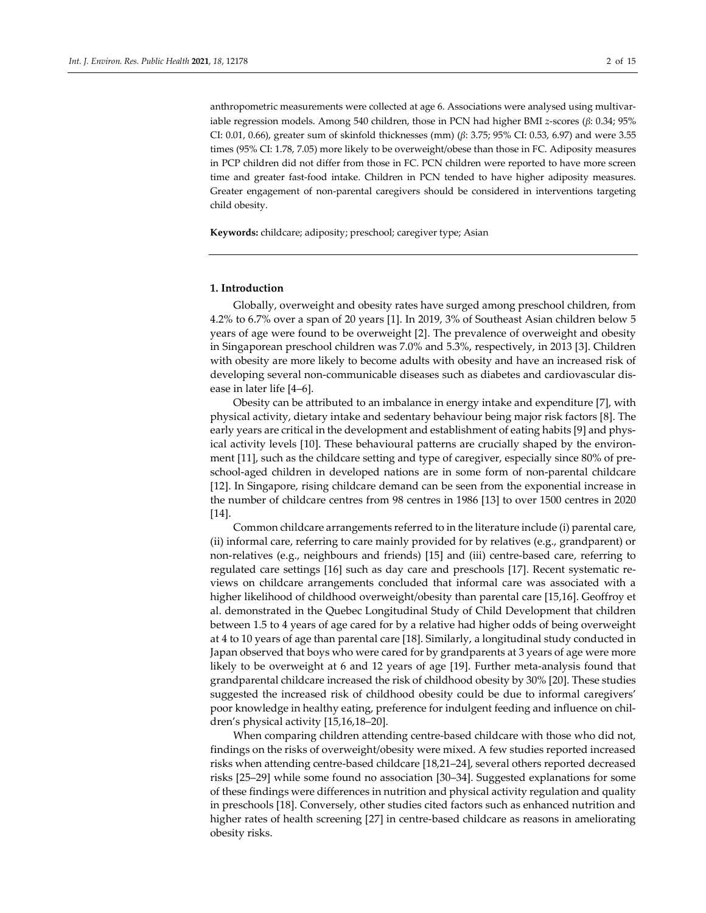anthropometric measurements were collected at age 6. Associations were analysed using multivariable regression models. Among 540 children, those in PCN had higher BMI *z*-scores (*β*: 0.34; 95% CI: 0.01, 0.66), greater sum of skinfold thicknesses (mm) (*β*: 3.75; 95% CI: 0.53, 6.97) and were 3.55 times (95% CI: 1.78, 7.05) more likely to be overweight/obese than those in FC. Adiposity measures in PCP children did not differ from those in FC. PCN children were reported to have more screen time and greater fast-food intake. Children in PCN tended to have higher adiposity measures. Greater engagement of non-parental caregivers should be considered in interventions targeting child obesity.

**Keywords:** childcare; adiposity; preschool; caregiver type; Asian

## 1. Introduction

Globally, overweight and obesity rates have surged among preschool children, from 4.2% to 6.7% over a span of 20 years [1]. In 2019, 3% of Southeast Asian children below 5 years of age were found to be overweight [2]. The prevalence of overweight and obesity in Singaporean preschool children was 7.0% and 5.3%, respectively, in 2013 [3]. Children with obesity are more likely to become adults with obesity and have an increased risk of developing several non-communicable diseases such as diabetes and cardiovascular disease in later life [4–6].

Obesity can be attributed to an imbalance in energy intake and expenditure [7], with physical activity, dietary intake and sedentary behaviour being major risk factors [8]. The early years are critical in the development and establishment of eating habits [9] and physical activity levels [10]. These behavioural patterns are crucially shaped by the environment [11], such as the childcare setting and type of caregiver, especially since 80% of preschool-aged children in developed nations are in some form of non-parental childcare [12]. In Singapore, rising childcare demand can be seen from the exponential increase in the number of childcare centres from 98 centres in 1986 [13] to over 1500 centres in 2020 [14].

Common childcare arrangements referred to in the literature include (i) parental care, (ii) informal care, referring to care mainly provided for by relatives (e.g., grandparent) or non-relatives (e.g., neighbours and friends) [15] and (iii) centre-based care, referring to regulated care settings [16] such as day care and preschools [17]. Recent systematic reviews on childcare arrangements concluded that informal care was associated with a higher likelihood of childhood overweight/obesity than parental care [15,16]. Geoffroy et al. demonstrated in the Quebec Longitudinal Study of Child Development that children between 1.5 to 4 years of age cared for by a relative had higher odds of being overweight at 4 to 10 years of age than parental care [18]. Similarly, a longitudinal study conducted in Japan observed that boys who were cared for by grandparents at 3 years of age were more likely to be overweight at 6 and 12 years of age [19]. Further meta-analysis found that grandparental childcare increased the risk of childhood obesity by 30% [20]. These studies suggested the increased risk of childhood obesity could be due to informal caregivers' poor knowledge in healthy eating, preference for indulgent feeding and influence on children's physical activity [15,16,18–20].

When comparing children attending centre-based childcare with those who did not, findings on the risks of overweight/obesity were mixed. A few studies reported increased risks when attending centre-based childcare [18,21–24], several others reported decreased risks [25–29] while some found no association [30–34]. Suggested explanations for some of these findings were differences in nutrition and physical activity regulation and quality in preschools [18]. Conversely, other studies cited factors such as enhanced nutrition and higher rates of health screening [27] in centre-based childcare as reasons in ameliorating obesity risks.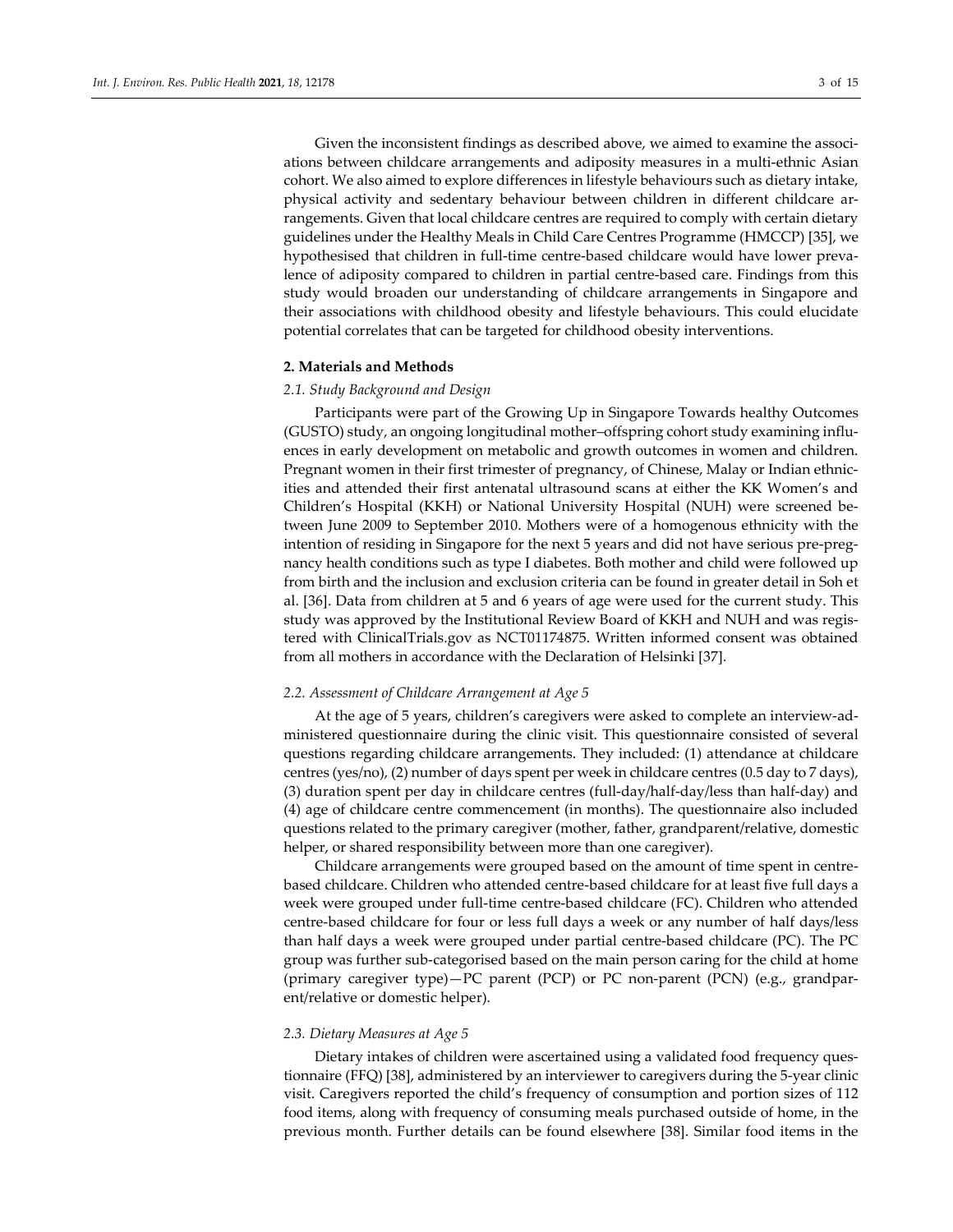Given the inconsistent findings as described above, we aimed to examine the associations between childcare arrangements and adiposity measures in a multi-ethnic Asian cohort. We also aimed to explore differences in lifestyle behaviours such as dietary intake, physical activity and sedentary behaviour between children in different childcare arrangements. Given that local childcare centres are required to comply with certain dietary guidelines under the Healthy Meals in Child Care Centres Programme (HMCCP) [35], we hypothesised that children in full-time centre-based childcare would have lower prevalence of adiposity compared to children in partial centre-based care. Findings from this study would broaden our understanding of childcare arrangements in Singapore and their associations with childhood obesity and lifestyle behaviours. This could elucidate potential correlates that can be targeted for childhood obesity interventions.

## 2. Materials and Methods

### 2.1. Study Background and Design

Participants were part of the Growing Up in Singapore Towards healthy Outcomes (GUSTO) study, an ongoing longitudinal mother–offspring cohort study examining influences in early development on metabolic and growth outcomes in women and children. Pregnant women in their first trimester of pregnancy, of Chinese, Malay or Indian ethnicities and attended their first antenatal ultrasound scans at either the KK Women's and Children's Hospital (KKH) or National University Hospital (NUH) were screened between June 2009 to September 2010. Mothers were of a homogenous ethnicity with the intention of residing in Singapore for the next 5 years and did not have serious pre-pregnancy health conditions such as type I diabetes. Both mother and child were followed up from birth and the inclusion and exclusion criteria can be found in greater detail in Soh et al. [36]. Data from children at 5 and 6 years of age were used for the current study. This study was approved by the Institutional Review Board of KKH and NUH and was registered with ClinicalTrials.gov as NCT01174875. Written informed consent was obtained from all mothers in accordance with the Declaration of Helsinki [37].

### 2.2. Assessment of Childcare Arrangement at Age 5

At the age of 5 years, children's caregivers were asked to complete an interview-administered questionnaire during the clinic visit. This questionnaire consisted of several questions regarding childcare arrangements. They included: (1) attendance at childcare centres (yes/no), (2) number of days spent per week in childcare centres (0.5 day to 7 days), (3) duration spent per day in childcare centres (full-day/half-day/less than half-day) and (4) age of childcare centre commencement (in months). The questionnaire also included questions related to the primary caregiver (mother, father, grandparent/relative, domestic helper, or shared responsibility between more than one caregiver).

Childcare arrangements were grouped based on the amount of time spent in centre-based childcare. Children who attended centre-based childcare for at least five full days a week were grouped under full-time centre-based childcare (FC). Children who attended centre-based childcare for four or less full days a week or any number of half days/less than half days a week were grouped under partial centre-based childcare (PC). The PC group was further sub-categorised based on the main person caring for the child at home (primary caregiver type)—PC parent (PCP) or PC non-parent (PCN) (e.g., grandparent/relative or domestic helper).

### 2.3. Dietary Measures at Age 5

Dietary intakes of children were ascertained using a validated food frequency questionnaire (FFQ) [38], administered by an interviewer to caregivers during the 5-year clinic visit. Caregivers reported the child's frequency of consumption and portion sizes of 112 food items, along with frequency of consuming meals purchased outside of home, in the previous month. Further details can be found elsewhere [38]. Similar food items in the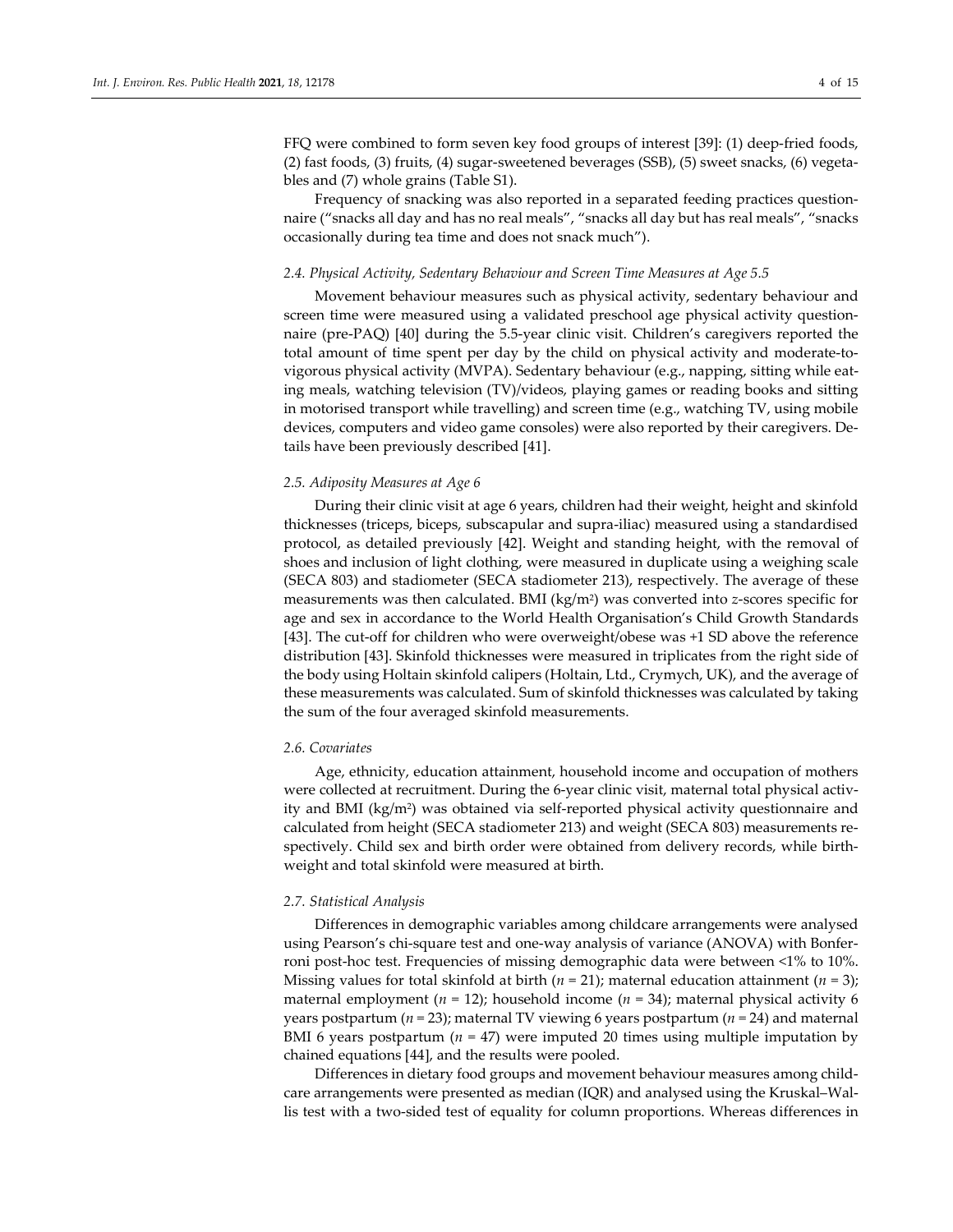FFQ were combined to form seven key food groups of interest [39]: (1) deep-fried foods, (2) fast foods, (3) fruits, (4) sugar-sweetened beverages (SSB), (5) sweet snacks, (6) vegetables and (7) whole grains (Table S1).

Frequency of snacking was also reported in a separated feeding practices questionnaire ("snacks all day and has no real meals", "snacks all day but has real meals", "snacks occasionally during tea time and does not snack much").

### 2.4. Physical Activity, Sedentary Behaviour and Screen Time Measures at Age 5.5

Movement behaviour measures such as physical activity, sedentary behaviour and screen time were measured using a validated preschool age physical activity questionnaire (pre-PAQ) [40] during the 5.5-year clinic visit. Children's caregivers reported the total amount of time spent per day by the child on physical activity and moderate-to-vigorous physical activity (MVPA). Sedentary behaviour (e.g., napping, sitting while eating meals, watching television (TV)/videos, playing games or reading books and sitting in motorised transport while travelling) and screen time (e.g., watching TV, using mobile devices, computers and video game consoles) were also reported by their caregivers. Details have been previously described [41].

### 2.5. Adiposity Measures at Age 6

During their clinic visit at age 6 years, children had their weight, height and skinfold thicknesses (triceps, biceps, subscapular and supra-iliac) measured using a standardised protocol, as detailed previously [42]. Weight and standing height, with the removal of shoes and inclusion of light clothing, were measured in duplicate using a weighing scale (SECA 803) and stadiometer (SECA stadiometer 213), respectively. The average of these measurements was then calculated. BMI (kg/m$^2$) was converted into *z*-scores specific for age and sex in accordance to the World Health Organisation's Child Growth Standards [43]. The cut-off for children who were overweight/obese was +1 SD above the reference distribution [43]. Skinfold thicknesses were measured in triplicates from the right side of the body using Holtain skinfold calipers (Holtain, Ltd., Crymych, UK), and the average of these measurements was calculated. Sum of skinfold thicknesses was calculated by taking the sum of the four averaged skinfold measurements.

### 2.6. Covariates

Age, ethnicity, education attainment, household income and occupation of mothers were collected at recruitment. During the 6-year clinic visit, maternal total physical activity and BMI (kg/m$^2$) was obtained via self-reported physical activity questionnaire and calculated from height (SECA stadiometer 213) and weight (SECA 803) measurements respectively. Child sex and birth order were obtained from delivery records, while birthweight and total skinfold were measured at birth.

### 2.7. Statistical Analysis

Differences in demographic variables among childcare arrangements were analysed using Pearson's chi-square test and one-way analysis of variance (ANOVA) with Bonferroni post-hoc test. Frequencies of missing demographic data were between <1% to 10%. Missing values for total skinfold at birth ($n$ = 21); maternal education attainment ($n$ = 3); maternal employment ($n$ = 12); household income ($n$ = 34); maternal physical activity 6 years postpartum ($n$ = 23); maternal TV viewing 6 years postpartum ($n$ = 24) and maternal BMI 6 years postpartum ($n$ = 47) were imputed 20 times using multiple imputation by chained equations [44], and the results were pooled.

Differences in dietary food groups and movement behaviour measures among childcare arrangements were presented as median (IQR) and analysed using the Kruskal–Wallis test with a two-sided test of equality for column proportions. Whereas differences in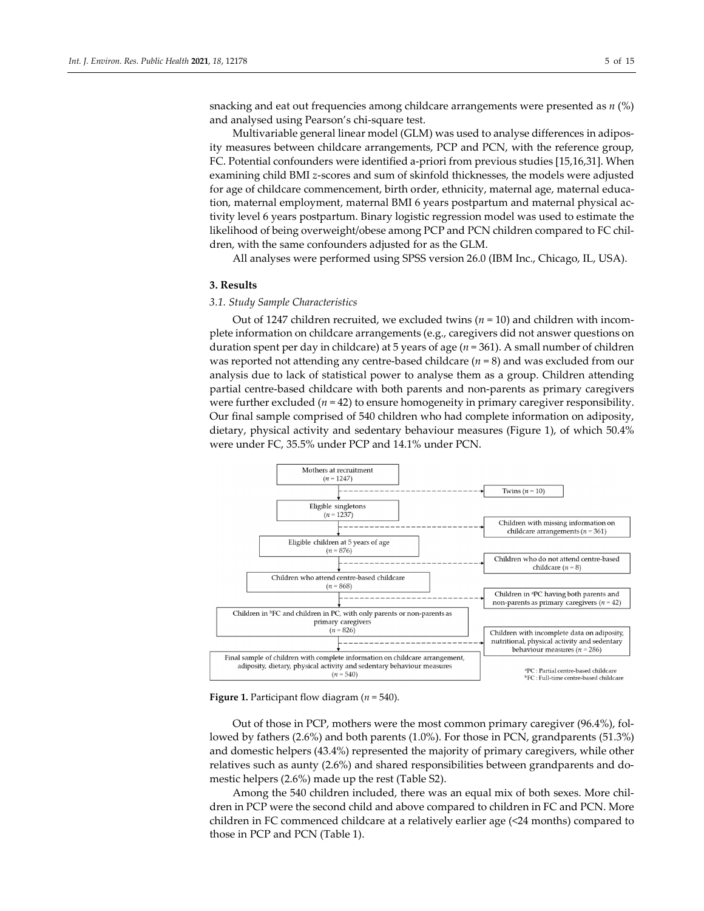snacking and eat out frequencies among childcare arrangements were presented as *n* (%) and analysed using Pearson's chi-square test.

Multivariable general linear model (GLM) was used to analyse differences in adiposity measures between childcare arrangements, PCP and PCN, with the reference group, FC. Potential confounders were identified a-priori from previous studies [15,16,31]. When examining child BMI *z*-scores and sum of skinfold thicknesses, the models were adjusted for age of childcare commencement, birth order, ethnicity, maternal age, maternal education, maternal employment, maternal BMI 6 years postpartum and maternal physical activity level 6 years postpartum. Binary logistic regression model was used to estimate the likelihood of being overweight/obese among PCP and PCN children compared to FC children, with the same confounders adjusted for as the GLM.

All analyses were performed using SPSS version 26.0 (IBM Inc., Chicago, IL, USA).

## 3. Results

### 3.1. Study Sample Characteristics

Out of 1247 children recruited, we excluded twins (*n* = 10) and children with incomplete information on childcare arrangements (e.g., caregivers did not answer questions on duration spent per day in childcare) at 5 years of age (*n* = 361). A small number of children was reported not attending any centre-based childcare (*n* = 8) and was excluded from our analysis due to lack of statistical power to analyse them as a group. Children attending partial centre-based childcare with both parents and non-parents as primary caregivers were further excluded (*n* = 42) to ensure homogeneity in primary caregiver responsibility. Our final sample comprised of 540 children who had complete information on adiposity, dietary, physical activity and sedentary behaviour measures (Figure 1), of which 50.4% were under FC, 35.5% under PCP and 14.1% under PCN.

Mothers at recruitment (*n* = 1247) → Twins (*n* = 10)

Eligible singletons (*n* = 1237) → Children with missing information on childcare arrangements (*n* = 361)

Eligible children at 5 years of age (*n* = 876) → Children who do not attend centre-based childcare (*n* = 8)

Children who attend centre-based childcare (*n* = 868) → Children in [a]PC having both parents and non-parents as primary caregivers (*n* = 42)

Children in [b]FC and children in PC, with only parents or non-parents as primary caregivers (*n* = 826) → Children with incomplete data on adiposity, nutritional, physical activity and sedentary behaviour measures (*n* = 286)

Final sample of children with complete information on childcare arrangement, adiposity, dietary, physical activity and sedentary behaviour measures (*n* = 540)

[a]PC : Partial centre-based childcare
[b]FC : Full-time centre-based childcare

**Figure 1.** Participant flow diagram (*n* = 540).

Out of those in PCP, mothers were the most common primary caregiver (96.4%), followed by fathers (2.6%) and both parents (1.0%). For those in PCN, grandparents (51.3%) and domestic helpers (43.4%) represented the majority of primary caregivers, while other relatives such as aunty (2.6%) and shared responsibilities between grandparents and domestic helpers (2.6%) made up the rest (Table S2).

Among the 540 children included, there was an equal mix of both sexes. More children in PCP were the second child and above compared to children in FC and PCN. More children in FC commenced childcare at a relatively earlier age (<24 months) compared to those in PCP and PCN (Table 1).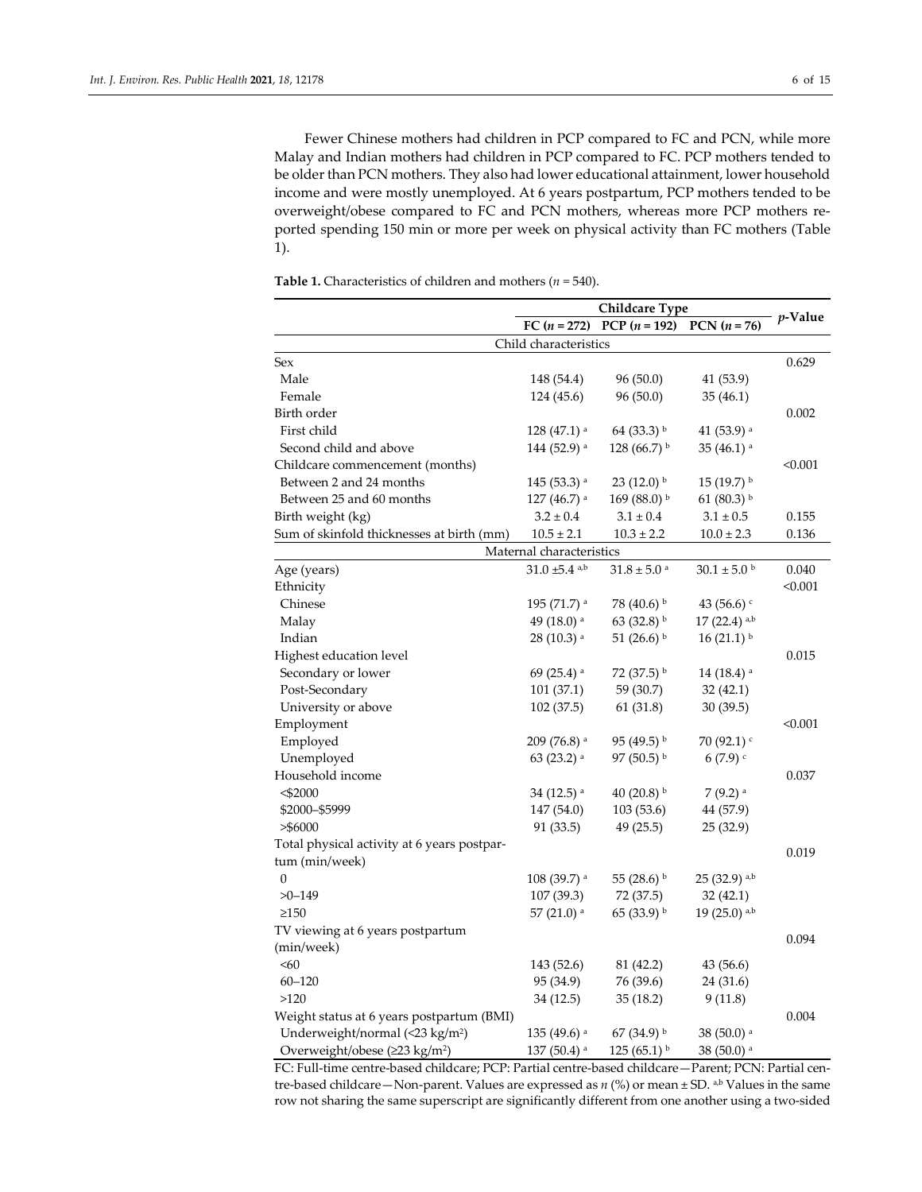Fewer Chinese mothers had children in PCP compared to FC and PCN, while more Malay and Indian mothers had children in PCP compared to FC. PCP mothers tended to be older than PCN mothers. They also had lower educational attainment, lower household income and were mostly unemployed. At 6 years postpartum, PCP mothers tended to be overweight/obese compared to FC and PCN mothers, whereas more PCP mothers reported spending 150 min or more per week on physical activity than FC mothers (Table 1).

**Table 1.** Characteristics of children and mothers (*n* = 540).

| | Childcare Type | | | *p*-Value |
|---|---|---|---|---|
| | FC (*n* = 272) | PCP (*n* = 192) | PCN (*n* = 76) | |
| **Child characteristics** | | | | |
| Sex | | | | 0.629 |
| Male | 148 (54.4) | 96 (50.0) | 41 (53.9) | |
| Female | 124 (45.6) | 96 (50.0) | 35 (46.1) | |
| Birth order | | | | 0.002 |
| First child | 128 (47.1) [a] | 64 (33.3) [b] | 41 (53.9) [a] | |
| Second child and above | 144 (52.9) [a] | 128 (66.7) [b] | 35 (46.1) [a] | |
| Childcare commencement (months) | | | | <0.001 |
| Between 2 and 24 months | 145 (53.3) [a] | 23 (12.0) [b] | 15 (19.7) [b] | |
| Between 25 and 60 months | 127 (46.7) [a] | 169 (88.0) [b] | 61 (80.3) [b] | |
| Birth weight (kg) | 3.2 ± 0.4 | 3.1 ± 0.4 | 3.1 ± 0.5 | 0.155 |
| Sum of skinfold thicknesses at birth (mm) | 10.5 ± 2.1 | 10.3 ± 2.2 | 10.0 ± 2.3 | 0.136 |
| **Maternal characteristics** | | | | |
| Age (years) | 31.0 ±5.4 [a,b] | 31.8 ± 5.0 [a] | 30.1 ± 5.0 [b] | 0.040 |
| Ethnicity | | | | <0.001 |
| Chinese | 195 (71.7) [a] | 78 (40.6) [b] | 43 (56.6) [c] | |
| Malay | 49 (18.0) [a] | 63 (32.8) [b] | 17 (22.4) [a,b] | |
| Indian | 28 (10.3) [a] | 51 (26.6) [b] | 16 (21.1) [b] | |
| Highest education level | | | | 0.015 |
| Secondary or lower | 69 (25.4) [a] | 72 (37.5) [b] | 14 (18.4) [a] | |
| Post-Secondary | 101 (37.1) | 59 (30.7) | 32 (42.1) | |
| University or above | 102 (37.5) | 61 (31.8) | 30 (39.5) | |
| Employment | | | | <0.001 |
| Employed | 209 (76.8) [a] | 95 (49.5) [b] | 70 (92.1) [c] | |
| Unemployed | 63 (23.2) [a] | 97 (50.5) [b] | 6 (7.9) [c] | |
| Household income | | | | 0.037 |
| <$2000 | 34 (12.5) [a] | 40 (20.8) [b] | 7 (9.2) [a] | |
| $2000–$5999 | 147 (54.0) | 103 (53.6) | 44 (57.9) | |
| >$6000 | 91 (33.5) | 49 (25.5) | 25 (32.9) | |
| Total physical activity at 6 years postpartum (min/week) | | | | 0.019 |
| 0 | 108 (39.7) [a] | 55 (28.6) [b] | 25 (32.9) [a,b] | |
| >0–149 | 107 (39.3) | 72 (37.5) | 32 (42.1) | |
| ≥150 | 57 (21.0) [a] | 65 (33.9) [b] | 19 (25.0) [a,b] | |
| TV viewing at 6 years postpartum (min/week) | | | | 0.094 |
| <60 | 143 (52.6) | 81 (42.2) | 43 (56.6) | |
| 60–120 | 95 (34.9) | 76 (39.6) | 24 (31.6) | |
| >120 | 34 (12.5) | 35 (18.2) | 9 (11.8) | |
| Weight status at 6 years postpartum (BMI) | | | | 0.004 |
| Underweight/normal (<23 kg/m$^2$) | 135 (49.6) [a] | 67 (34.9) [b] | 38 (50.0) [a] | |
| Overweight/obese (≥23 kg/m$^2$) | 137 (50.4) [a] | 125 (65.1) [b] | 38 (50.0) [a] | |

FC: Full-time centre-based childcare; PCP: Partial centre-based childcare—Parent; PCN: Partial centre-based childcare—Non-parent. Values are expressed as *n* (%) or mean ± SD. [a,b] Values in the same row not sharing the same superscript are significantly different from one another using a two-sided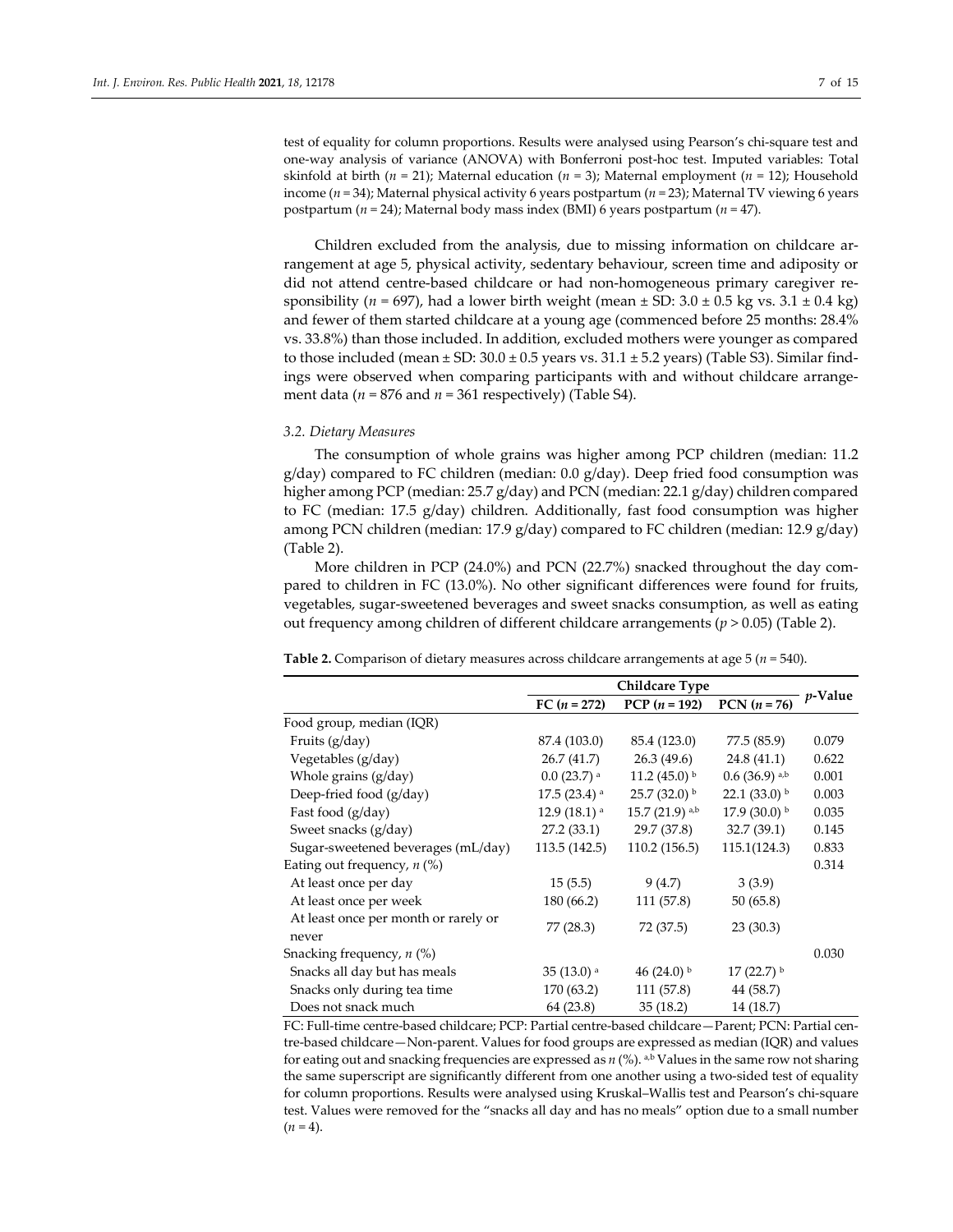test of equality for column proportions. Results were analysed using Pearson's chi-square test and one-way analysis of variance (ANOVA) with Bonferroni post-hoc test. Imputed variables: Total skinfold at birth (*n* = 21); Maternal education (*n* = 3); Maternal employment (*n* = 12); Household income (*n* = 34); Maternal physical activity 6 years postpartum (*n* = 23); Maternal TV viewing 6 years postpartum (*n* = 24); Maternal body mass index (BMI) 6 years postpartum (*n* = 47).

Children excluded from the analysis, due to missing information on childcare arrangement at age 5, physical activity, sedentary behaviour, screen time and adiposity or did not attend centre-based childcare or had non-homogeneous primary caregiver responsibility (*n* = 697), had a lower birth weight (mean ± SD: 3.0 ± 0.5 kg vs. 3.1 ± 0.4 kg) and fewer of them started childcare at a young age (commenced before 25 months: 28.4% vs. 33.8%) than those included. In addition, excluded mothers were younger as compared to those included (mean ± SD: 30.0 ± 0.5 years vs. 31.1 ± 5.2 years) (Table S3). Similar findings were observed when comparing participants with and without childcare arrangement data (*n* = 876 and *n* = 361 respectively) (Table S4).

### *3.2. Dietary Measures*

The consumption of whole grains was higher among PCP children (median: 11.2 g/day) compared to FC children (median: 0.0 g/day). Deep fried food consumption was higher among PCP (median: 25.7 g/day) and PCN (median: 22.1 g/day) children compared to FC (median: 17.5 g/day) children. Additionally, fast food consumption was higher among PCN children (median: 17.9 g/day) compared to FC children (median: 12.9 g/day) (Table 2).

More children in PCP (24.0%) and PCN (22.7%) snacked throughout the day compared to children in FC (13.0%). No other significant differences were found for fruits, vegetables, sugar-sweetened beverages and sweet snacks consumption, as well as eating out frequency among children of different childcare arrangements ($p > 0.05$) (Table 2).

**Table 2.** Comparison of dietary measures across childcare arrangements at age 5 (*n* = 540).

| | Childcare Type | | | *p*-Value |
|---|---|---|---|---|
| | FC (*n* = 272) | PCP (*n* = 192) | PCN (*n* = 76) | |
| Food group, median (IQR) | | | | |
| Fruits (g/day) | 87.4 (103.0) | 85.4 (123.0) | 77.5 (85.9) | 0.079 |
| Vegetables (g/day) | 26.7 (41.7) | 26.3 (49.6) | 24.8 (41.1) | 0.622 |
| Whole grains (g/day) | 0.0 (23.7) [a] | 11.2 (45.0) [b] | 0.6 (36.9) [a,b] | 0.001 |
| Deep-fried food (g/day) | 17.5 (23.4) [a] | 25.7 (32.0) [b] | 22.1 (33.0) [b] | 0.003 |
| Fast food (g/day) | 12.9 (18.1) [a] | 15.7 (21.9) [a,b] | 17.9 (30.0) [b] | 0.035 |
| Sweet snacks (g/day) | 27.2 (33.1) | 29.7 (37.8) | 32.7 (39.1) | 0.145 |
| Sugar-sweetened beverages (mL/day) | 113.5 (142.5) | 110.2 (156.5) | 115.1(124.3) | 0.833 |
| Eating out frequency, *n* (%) | | | | 0.314 |
| At least once per day | 15 (5.5) | 9 (4.7) | 3 (3.9) | |
| At least once per week | 180 (66.2) | 111 (57.8) | 50 (65.8) | |
| At least once per month or rarely or never | 77 (28.3) | 72 (37.5) | 23 (30.3) | |
| Snacking frequency, *n* (%) | | | | 0.030 |
| Snacks all day but has meals | 35 (13.0) [a] | 46 (24.0) [b] | 17 (22.7) [b] | |
| Snacks only during tea time | 170 (63.2) | 111 (57.8) | 44 (58.7) | |
| Does not snack much | 64 (23.8) | 35 (18.2) | 14 (18.7) | |

FC: Full-time centre-based childcare; PCP: Partial centre-based childcare—Parent; PCN: Partial centre-based childcare—Non-parent. Values for food groups are expressed as median (IQR) and values for eating out and snacking frequencies are expressed as *n* (%). [a,b] Values in the same row not sharing the same superscript are significantly different from one another using a two-sided test of equality for column proportions. Results were analysed using Kruskal–Wallis test and Pearson's chi-square test. Values were removed for the "snacks all day and has no meals" option due to a small number (*n* = 4).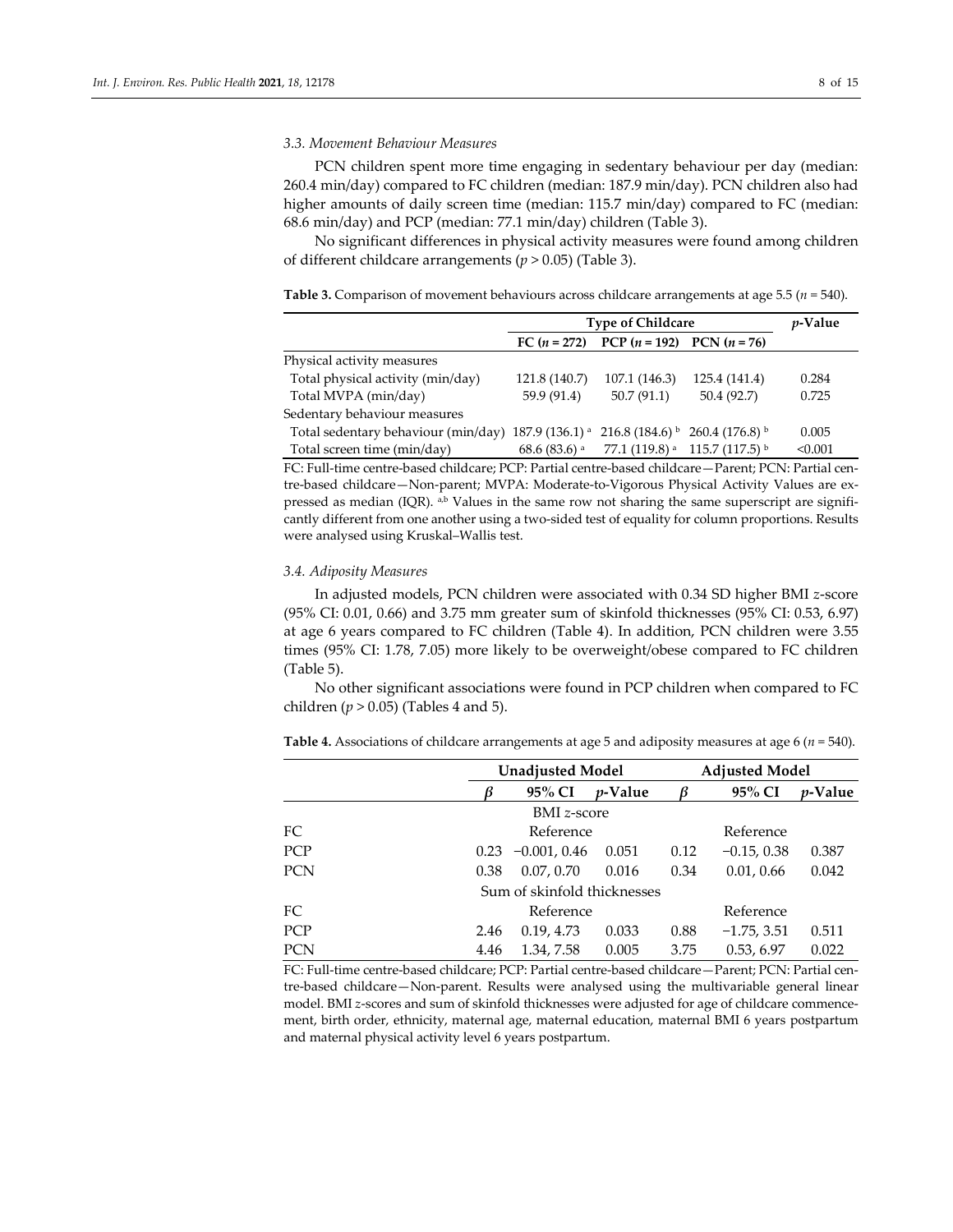### 3.3. Movement Behaviour Measures

PCN children spent more time engaging in sedentary behaviour per day (median: 260.4 min/day) compared to FC children (median: 187.9 min/day). PCN children also had higher amounts of daily screen time (median: 115.7 min/day) compared to FC (median: 68.6 min/day) and PCP (median: 77.1 min/day) children (Table 3).

No significant differences in physical activity measures were found among children of different childcare arrangements ($p > 0.05$) (Table 3).

**Table 3.** Comparison of movement behaviours across childcare arrangements at age 5.5 ($n$ = 540).

| | Type of Childcare | | | *p*-Value |
|---|---|---|---|---|
| | FC ($n$ = 272) | PCP ($n$ = 192) | PCN ($n$ = 76) | |
| Physical activity measures | | | | |
| Total physical activity (min/day) | 121.8 (140.7) | 107.1 (146.3) | 125.4 (141.4) | 0.284 |
| Total MVPA (min/day) | 59.9 (91.4) | 50.7 (91.1) | 50.4 (92.7) | 0.725 |
| Sedentary behaviour measures | | | | |
| Total sedentary behaviour (min/day) | 187.9 (136.1) [a] | 216.8 (184.6) [b] | 260.4 (176.8) [b] | 0.005 |
| Total screen time (min/day) | 68.6 (83.6) [a] | 77.1 (119.8) [a] | 115.7 (117.5) [b] | <0.001 |

FC: Full-time centre-based childcare; PCP: Partial centre-based childcare—Parent; PCN: Partial centre-based childcare—Non-parent; MVPA: Moderate-to-Vigorous Physical Activity Values are expressed as median (IQR). [a,b] Values in the same row not sharing the same superscript are significantly different from one another using a two-sided test of equality for column proportions. Results were analysed using Kruskal–Wallis test.

### 3.4. Adiposity Measures

In adjusted models, PCN children were associated with 0.34 SD higher BMI $z$-score (95% CI: 0.01, 0.66) and 3.75 mm greater sum of skinfold thicknesses (95% CI: 0.53, 6.97) at age 6 years compared to FC children (Table 4). In addition, PCN children were 3.55 times (95% CI: 1.78, 7.05) more likely to be overweight/obese compared to FC children (Table 5).

No other significant associations were found in PCP children when compared to FC children ($p > 0.05$) (Tables 4 and 5).

**Table 4.** Associations of childcare arrangements at age 5 and adiposity measures at age 6 ($n$ = 540).

| | Unadjusted Model | | | Adjusted Model | | |
|---|---|---|---|---|---|---|
| | $\beta$ | 95% CI | *p*-Value | $\beta$ | 95% CI | *p*-Value |
| | | BMI $z$-score | | | | |
| FC | | Reference | | | Reference | |
| PCP | 0.23 | −0.001, 0.46 | 0.051 | 0.12 | −0.15, 0.38 | 0.387 |
| PCN | 0.38 | 0.07, 0.70 | 0.016 | 0.34 | 0.01, 0.66 | 0.042 |
| | | Sum of skinfold thicknesses | | | | |
| FC | | Reference | | | Reference | |
| PCP | 2.46 | 0.19, 4.73 | 0.033 | 0.88 | −1.75, 3.51 | 0.511 |
| PCN | 4.46 | 1.34, 7.58 | 0.005 | 3.75 | 0.53, 6.97 | 0.022 |

FC: Full-time centre-based childcare; PCP: Partial centre-based childcare—Parent; PCN: Partial centre-based childcare—Non-parent. Results were analysed using the multivariable general linear model. BMI $z$-scores and sum of skinfold thicknesses were adjusted for age of childcare commencement, birth order, ethnicity, maternal age, maternal education, maternal BMI 6 years postpartum and maternal physical activity level 6 years postpartum.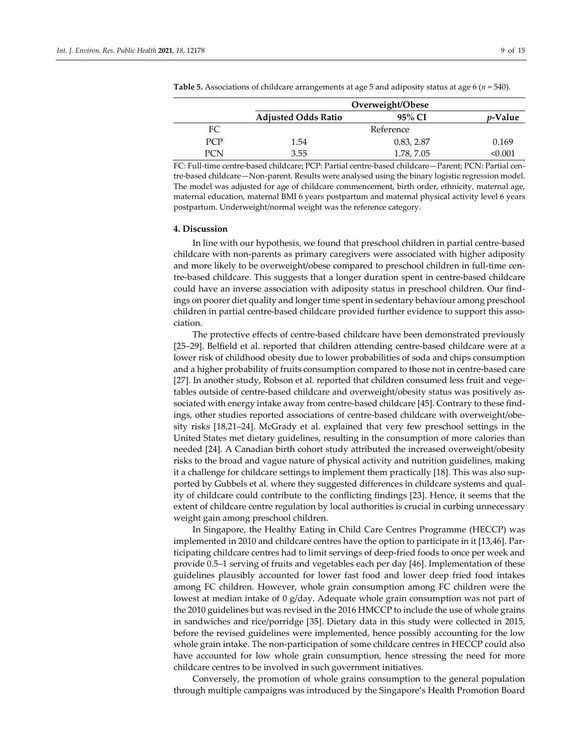**Table 5.** Associations of childcare arrangements at age 5 and adiposity status at age 6 ($n$ = 540).

| | Overweight/Obese | | |
|---|---|---|---|
| | **Adjusted Odds Ratio** | **95% CI** | ***p*-Value** |
| FC | | Reference | |
| PCP | 1.54 | 0.83, 2.87 | 0.169 |
| PCN | 3.55 | 1.78, 7.05 | <0.001 |

FC: Full-time centre-based childcare; PCP: Partial centre-based childcare—Parent; PCN: Partial centre-based childcare—Non-parent. Results were analysed using the binary logistic regression model. The model was adjusted for age of childcare commencement, birth order, ethnicity, maternal age, maternal education, maternal BMI 6 years postpartum and maternal physical activity level 6 years postpartum. Underweight/normal weight was the reference category.

## 4. Discussion

In line with our hypothesis, we found that preschool children in partial centre-based childcare with non-parents as primary caregivers were associated with higher adiposity and more likely to be overweight/obese compared to preschool children in full-time centre-based childcare. This suggests that a longer duration spent in centre-based childcare could have an inverse association with adiposity status in preschool children. Our findings on poorer diet quality and longer time spent in sedentary behaviour among preschool children in partial centre-based childcare provided further evidence to support this association.

The protective effects of centre-based childcare have been demonstrated previously [25–29]. Belfield et al. reported that children attending centre-based childcare were at a lower risk of childhood obesity due to lower probabilities of soda and chips consumption and a higher probability of fruits consumption compared to those not in centre-based care [27]. In another study, Robson et al. reported that children consumed less fruit and vegetables outside of centre-based childcare and overweight/obesity status was positively associated with energy intake away from centre-based childcare [45]. Contrary to these findings, other studies reported associations of centre-based childcare with overweight/obesity risks [18,21–24]. McGrady et al. explained that very few preschool settings in the United States met dietary guidelines, resulting in the consumption of more calories than needed [24]. A Canadian birth cohort study attributed the increased overweight/obesity risks to the broad and vague nature of physical activity and nutrition guidelines, making it a challenge for childcare settings to implement them practically [18]. This was also supported by Gubbels et al. where they suggested differences in childcare systems and quality of childcare could contribute to the conflicting findings [23]. Hence, it seems that the extent of childcare centre regulation by local authorities is crucial in curbing unnecessary weight gain among preschool children.

In Singapore, the Healthy Eating in Child Care Centres Programme (HECCP) was implemented in 2010 and childcare centres have the option to participate in it [13,46]. Participating childcare centres had to limit servings of deep-fried foods to once per week and provide 0.5–1 serving of fruits and vegetables each per day [46]. Implementation of these guidelines plausibly accounted for lower fast food and lower deep fried food intakes among FC children. However, whole grain consumption among FC children were the lowest at median intake of 0 g/day. Adequate whole grain consumption was not part of the 2010 guidelines but was revised in the 2016 HMCCP to include the use of whole grains in sandwiches and rice/porridge [35]. Dietary data in this study were collected in 2015, before the revised guidelines were implemented, hence possibly accounting for the low whole grain intake. The non-participation of some childcare centres in HECCP could also have accounted for low whole grain consumption, hence stressing the need for more childcare centres to be involved in such government initiatives.

Conversely, the promotion of whole grains consumption to the general population through multiple campaigns was introduced by the Singapore's Health Promotion Board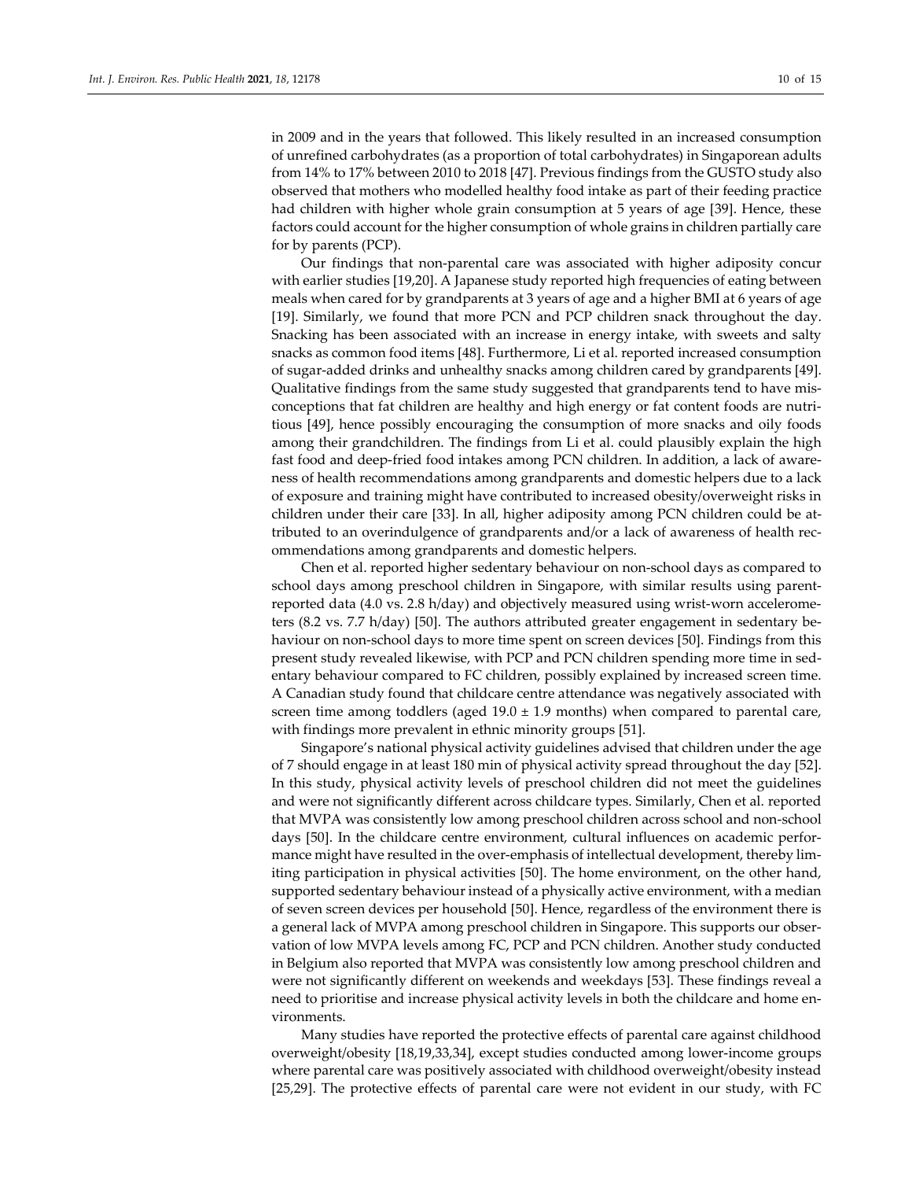in 2009 and in the years that followed. This likely resulted in an increased consumption of unrefined carbohydrates (as a proportion of total carbohydrates) in Singaporean adults from 14% to 17% between 2010 to 2018 [47]. Previous findings from the GUSTO study also observed that mothers who modelled healthy food intake as part of their feeding practice had children with higher whole grain consumption at 5 years of age [39]. Hence, these factors could account for the higher consumption of whole grains in children partially care for by parents (PCP).

Our findings that non-parental care was associated with higher adiposity concur with earlier studies [19,20]. A Japanese study reported high frequencies of eating between meals when cared for by grandparents at 3 years of age and a higher BMI at 6 years of age [19]. Similarly, we found that more PCN and PCP children snack throughout the day. Snacking has been associated with an increase in energy intake, with sweets and salty snacks as common food items [48]. Furthermore, Li et al. reported increased consumption of sugar-added drinks and unhealthy snacks among children cared by grandparents [49]. Qualitative findings from the same study suggested that grandparents tend to have misconceptions that fat children are healthy and high energy or fat content foods are nutritious [49], hence possibly encouraging the consumption of more snacks and oily foods among their grandchildren. The findings from Li et al. could plausibly explain the high fast food and deep-fried food intakes among PCN children. In addition, a lack of awareness of health recommendations among grandparents and domestic helpers due to a lack of exposure and training might have contributed to increased obesity/overweight risks in children under their care [33]. In all, higher adiposity among PCN children could be attributed to an overindulgence of grandparents and/or a lack of awareness of health recommendations among grandparents and domestic helpers.

Chen et al. reported higher sedentary behaviour on non-school days as compared to school days among preschool children in Singapore, with similar results using parent-reported data (4.0 vs. 2.8 h/day) and objectively measured using wrist-worn accelerometers (8.2 vs. 7.7 h/day) [50]. The authors attributed greater engagement in sedentary behaviour on non-school days to more time spent on screen devices [50]. Findings from this present study revealed likewise, with PCP and PCN children spending more time in sedentary behaviour compared to FC children, possibly explained by increased screen time. A Canadian study found that childcare centre attendance was negatively associated with screen time among toddlers (aged $19.0 \pm 1.9$ months) when compared to parental care, with findings more prevalent in ethnic minority groups [51].

Singapore's national physical activity guidelines advised that children under the age of 7 should engage in at least 180 min of physical activity spread throughout the day [52]. In this study, physical activity levels of preschool children did not meet the guidelines and were not significantly different across childcare types. Similarly, Chen et al. reported that MVPA was consistently low among preschool children across school and non-school days [50]. In the childcare centre environment, cultural influences on academic performance might have resulted in the over-emphasis of intellectual development, thereby limiting participation in physical activities [50]. The home environment, on the other hand, supported sedentary behaviour instead of a physically active environment, with a median of seven screen devices per household [50]. Hence, regardless of the environment there is a general lack of MVPA among preschool children in Singapore. This supports our observation of low MVPA levels among FC, PCP and PCN children. Another study conducted in Belgium also reported that MVPA was consistently low among preschool children and were not significantly different on weekends and weekdays [53]. These findings reveal a need to prioritise and increase physical activity levels in both the childcare and home environments.

Many studies have reported the protective effects of parental care against childhood overweight/obesity [18,19,33,34], except studies conducted among lower-income groups where parental care was positively associated with childhood overweight/obesity instead [25,29]. The protective effects of parental care were not evident in our study, with FC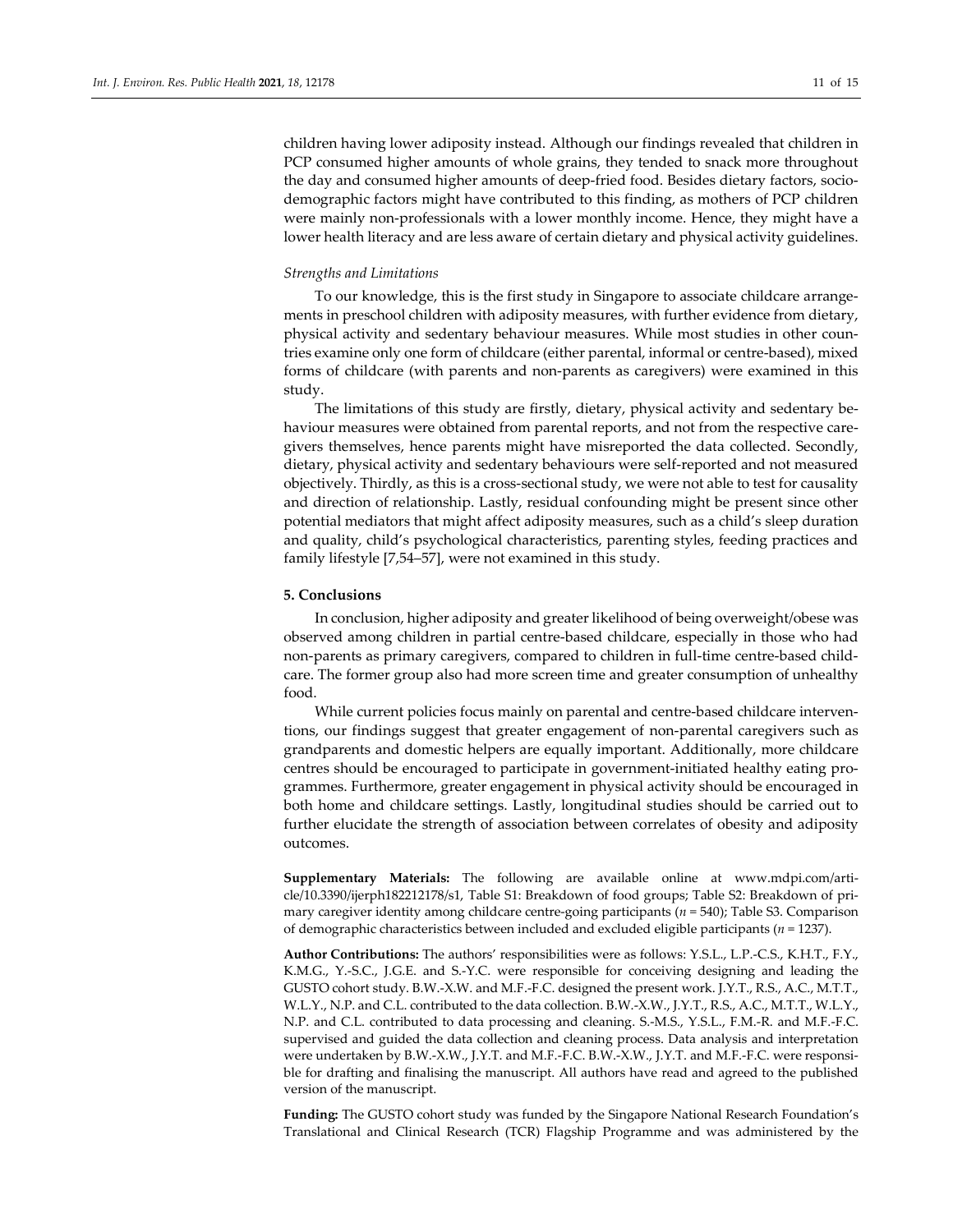children having lower adiposity instead. Although our findings revealed that children in PCP consumed higher amounts of whole grains, they tended to snack more throughout the day and consumed higher amounts of deep-fried food. Besides dietary factors, socio-demographic factors might have contributed to this finding, as mothers of PCP children were mainly non-professionals with a lower monthly income. Hence, they might have a lower health literacy and are less aware of certain dietary and physical activity guidelines.

*Strengths and Limitations*

To our knowledge, this is the first study in Singapore to associate childcare arrangements in preschool children with adiposity measures, with further evidence from dietary, physical activity and sedentary behaviour measures. While most studies in other countries examine only one form of childcare (either parental, informal or centre-based), mixed forms of childcare (with parents and non-parents as caregivers) were examined in this study.

The limitations of this study are firstly, dietary, physical activity and sedentary behaviour measures were obtained from parental reports, and not from the respective caregivers themselves, hence parents might have misreported the data collected. Secondly, dietary, physical activity and sedentary behaviours were self-reported and not measured objectively. Thirdly, as this is a cross-sectional study, we were not able to test for causality and direction of relationship. Lastly, residual confounding might be present since other potential mediators that might affect adiposity measures, such as a child's sleep duration and quality, child's psychological characteristics, parenting styles, feeding practices and family lifestyle [7,54–57], were not examined in this study.

## 5. Conclusions

In conclusion, higher adiposity and greater likelihood of being overweight/obese was observed among children in partial centre-based childcare, especially in those who had non-parents as primary caregivers, compared to children in full-time centre-based childcare. The former group also had more screen time and greater consumption of unhealthy food.

While current policies focus mainly on parental and centre-based childcare interventions, our findings suggest that greater engagement of non-parental caregivers such as grandparents and domestic helpers are equally important. Additionally, more childcare centres should be encouraged to participate in government-initiated healthy eating programmes. Furthermore, greater engagement in physical activity should be encouraged in both home and childcare settings. Lastly, longitudinal studies should be carried out to further elucidate the strength of association between correlates of obesity and adiposity outcomes.

**Supplementary Materials:** The following are available online at www.mdpi.com/article/10.3390/ijerph182212178/s1, Table S1: Breakdown of food groups; Table S2: Breakdown of primary caregiver identity among childcare centre-going participants (*n* = 540); Table S3. Comparison of demographic characteristics between included and excluded eligible participants (*n* = 1237).

**Author Contributions:** The authors' responsibilities were as follows: Y.S.L., L.P.-C.S., K.H.T., F.Y., K.M.G., Y.-S.C., J.G.E. and S.-Y.C. were responsible for conceiving designing and leading the GUSTO cohort study. B.W.-X.W. and M.F.-F.C. designed the present work. J.Y.T., R.S., A.C., M.T.T., W.L.Y., N.P. and C.L. contributed to the data collection. B.W.-X.W., J.Y.T., R.S., A.C., M.T.T., W.L.Y., N.P. and C.L. contributed to data processing and cleaning. S.-M.S., Y.S.L., F.M.-R. and M.F.-F.C. supervised and guided the data collection and cleaning process. Data analysis and interpretation were undertaken by B.W.-X.W., J.Y.T. and M.F.-F.C. B.W.-X.W., J.Y.T. and M.F.-F.C. were responsible for drafting and finalising the manuscript. All authors have read and agreed to the published version of the manuscript.

**Funding:** The GUSTO cohort study was funded by the Singapore National Research Foundation's Translational and Clinical Research (TCR) Flagship Programme and was administered by the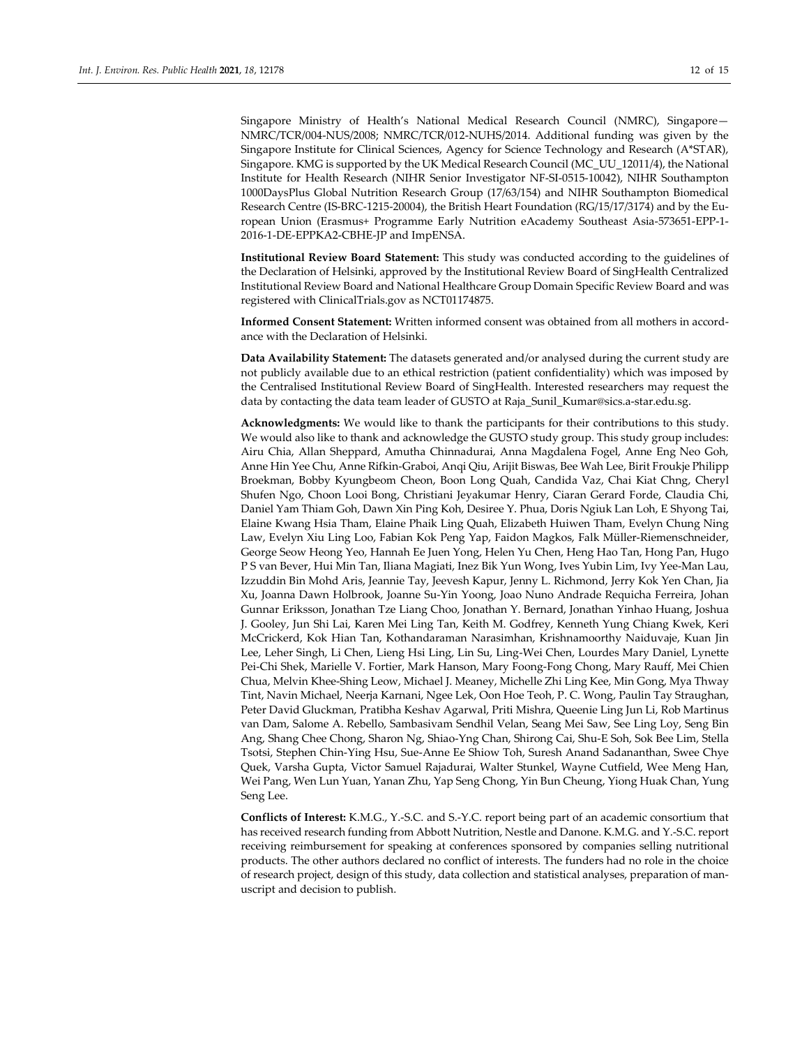Singapore Ministry of Health's National Medical Research Council (NMRC), Singapore—NMRC/TCR/004-NUS/2008; NMRC/TCR/012-NUHS/2014. Additional funding was given by the Singapore Institute for Clinical Sciences, Agency for Science Technology and Research (A*STAR), Singapore. KMG is supported by the UK Medical Research Council (MC_UU_12011/4), the National Institute for Health Research (NIHR Senior Investigator NF-SI-0515-10042), NIHR Southampton 1000DaysPlus Global Nutrition Research Group (17/63/154) and NIHR Southampton Biomedical Research Centre (IS-BRC-1215-20004), the British Heart Foundation (RG/15/17/3174) and by the European Union (Erasmus+ Programme Early Nutrition eAcademy Southeast Asia-573651-EPP-1-2016-1-DE-EPPKA2-CBHE-JP and ImpENSA.

**Institutional Review Board Statement:** This study was conducted according to the guidelines of the Declaration of Helsinki, approved by the Institutional Review Board of SingHealth Centralized Institutional Review Board and National Healthcare Group Domain Specific Review Board and was registered with ClinicalTrials.gov as NCT01174875.

**Informed Consent Statement:** Written informed consent was obtained from all mothers in accordance with the Declaration of Helsinki.

**Data Availability Statement:** The datasets generated and/or analysed during the current study are not publicly available due to an ethical restriction (patient confidentiality) which was imposed by the Centralised Institutional Review Board of SingHealth. Interested researchers may request the data by contacting the data team leader of GUSTO at Raja_Sunil_Kumar@sics.a-star.edu.sg.

**Acknowledgments:** We would like to thank the participants for their contributions to this study. We would also like to thank and acknowledge the GUSTO study group. This study group includes: Airu Chia, Allan Sheppard, Amutha Chinnadurai, Anna Magdalena Fogel, Anne Eng Neo Goh, Anne Hin Yee Chu, Anne Rifkin-Graboi, Anqi Qiu, Arijit Biswas, Bee Wah Lee, Birit Froukje Philipp Broekman, Bobby Kyungbeom Cheon, Boon Long Quah, Candida Vaz, Chai Kiat Chng, Cheryl Shufen Ngo, Choon Looi Bong, Christiani Jeyakumar Henry, Ciaran Gerard Forde, Claudia Chi, Daniel Yam Thiam Goh, Dawn Xin Ping Koh, Desiree Y. Phua, Doris Ngiuk Lan Loh, E Shyong Tai, Elaine Kwang Hsia Tham, Elaine Phaik Ling Quah, Elizabeth Huiwen Tham, Evelyn Chung Ning Law, Evelyn Xiu Ling Loo, Fabian Kok Peng Yap, Faidon Magkos, Falk Müller-Riemenschneider, George Seow Heong Yeo, Hannah Ee Juen Yong, Helen Yu Chen, Heng Hao Tan, Hong Pan, Hugo P S van Bever, Hui Min Tan, Iliana Magiati, Inez Bik Yun Wong, Ives Yubin Lim, Ivy Yee-Man Lau, Izzuddin Bin Mohd Aris, Jeannie Tay, Jeevesh Kapur, Jenny L. Richmond, Jerry Kok Yen Chan, Jia Xu, Joanna Dawn Holbrook, Joanne Su-Yin Yoong, Joao Nuno Andrade Requicha Ferreira, Johan Gunnar Eriksson, Jonathan Tze Liang Choo, Jonathan Y. Bernard, Jonathan Yinhao Huang, Joshua J. Gooley, Jun Shi Lai, Karen Mei Ling Tan, Keith M. Godfrey, Kenneth Yung Chiang Kwek, Keri McCrickerd, Kok Hian Tan, Kothandaraman Narasimhan, Krishnamoorthy Naiduvaje, Kuan Jin Lee, Leher Singh, Li Chen, Lieng Hsi Ling, Lin Su, Ling-Wei Chen, Lourdes Mary Daniel, Lynette Pei-Chi Shek, Marielle V. Fortier, Mark Hanson, Mary Foong-Fong Chong, Mary Rauff, Mei Chien Chua, Melvin Khee-Shing Leow, Michael J. Meaney, Michelle Zhi Ling Kee, Min Gong, Mya Thway Tint, Navin Michael, Neerja Karnani, Ngee Lek, Oon Hoe Teoh, P. C. Wong, Paulin Tay Straughan, Peter David Gluckman, Pratibha Keshav Agarwal, Priti Mishra, Queenie Ling Jun Li, Rob Martinus van Dam, Salome A. Rebello, Sambasivam Sendhil Velan, Seang Mei Saw, See Ling Loy, Seng Bin Ang, Shang Chee Chong, Sharon Ng, Shiao-Yng Chan, Shirong Cai, Shu-E Soh, Sok Bee Lim, Stella Tsotsi, Stephen Chin-Ying Hsu, Sue-Anne Ee Shiow Toh, Suresh Anand Sadananthan, Swee Chye Quek, Varsha Gupta, Victor Samuel Rajadurai, Walter Stunkel, Wayne Cutfield, Wee Meng Han, Wei Pang, Wen Lun Yuan, Yanan Zhu, Yap Seng Chong, Yin Bun Cheung, Yiong Huak Chan, Yung Seng Lee.

**Conflicts of Interest:** K.M.G., Y.-S.C. and S.-Y.C. report being part of an academic consortium that has received research funding from Abbott Nutrition, Nestle and Danone. K.M.G. and Y.-S.C. report receiving reimbursement for speaking at conferences sponsored by companies selling nutritional products. The other authors declared no conflict of interests. The funders had no role in the choice of research project, design of this study, data collection and statistical analyses, preparation of manuscript and decision to publish.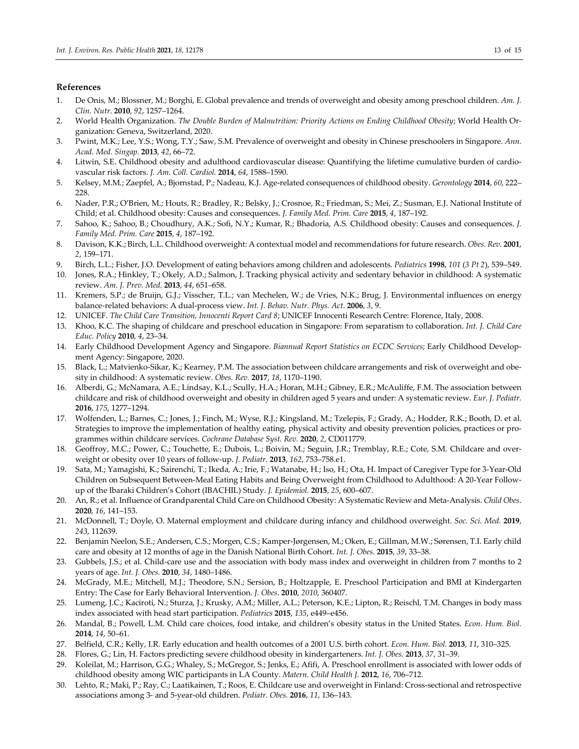## References

1. De Onis, M.; Blossner, M.; Borghi, E. Global prevalence and trends of overweight and obesity among preschool children. *Am. J. Clin. Nutr.* **2010**, *92*, 1257–1264.
2. World Health Organization. *The Double Burden of Malnutrition: Priority Actions on Ending Childhood Obesity*; World Health Organization: Geneva, Switzerland, 2020.
3. Pwint, M.K.; Lee, Y.S.; Wong, T.Y.; Saw, S.M. Prevalence of overweight and obesity in Chinese preschoolers in Singapore. *Ann. Acad. Med. Singap.* **2013**, *42*, 66–72.
4. Litwin, S.E. Childhood obesity and adulthood cardiovascular disease: Quantifying the lifetime cumulative burden of cardiovascular risk factors. *J. Am. Coll. Cardiol.* **2014**, *64*, 1588–1590.
5. Kelsey, M.M.; Zaepfel, A.; Bjornstad, P.; Nadeau, K.J. Age-related consequences of childhood obesity. *Gerontology* **2014**, *60*, 222–228.
6. Nader, P.R.; O'Brien, M.; Houts, R.; Bradley, R.; Belsky, J.; Crosnoe, R.; Friedman, S.; Mei, Z.; Susman, E.J. National Institute of Child; et al. Childhood obesity: Causes and consequences. *J. Family Med. Prim. Care* **2015**, *4*, 187–192.
7. Sahoo, K.; Sahoo, B.; Choudhury, A.K.; Sofi, N.Y.; Kumar, R.; Bhadoria, A.S. Childhood obesity: Causes and consequences. *J. Family Med. Prim. Care* **2015**, *4*, 187–192.
8. Davison, K.K.; Birch, L.L. Childhood overweight: A contextual model and recommendations for future research. *Obes. Rev.* **2001**, *2*, 159–171.
9. Birch, L.L.; Fisher, J.O. Development of eating behaviors among children and adolescents. *Pediatrics* **1998**, *101* (*3 Pt 2*), 539–549.
10. Jones, R.A.; Hinkley, T.; Okely, A.D.; Salmon, J. Tracking physical activity and sedentary behavior in childhood: A systematic review. *Am. J. Prev. Med.* **2013**, *44*, 651–658.
11. Kremers, S.P.; de Bruijn, G.J.; Visscher, T.L.; van Mechelen, W.; de Vries, N.K.; Brug, J. Environmental influences on energy balance-related behaviors: A dual-process view. *Int. J. Behav. Nutr. Phys. Act.* **2006**, *3*, 9.
12. UNICEF. *The Child Care Transition, Innocenti Report Card 8*; UNICEF Innocenti Research Centre: Florence, Italy, 2008.
13. Khoo, K.C. The shaping of childcare and preschool education in Singapore: From separatism to collaboration. *Int. J. Child Care Educ. Policy* **2010**, *4*, 23–34.
14. Early Childhood Development Agency and Singapore. *Biannual Report Statistics on ECDC Services*; Early Childhood Development Agency: Singapore, 2020.
15. Black, L.; Matvienko-Sikar, K.; Kearney, P.M. The association between childcare arrangements and risk of overweight and obesity in childhood: A systematic review. *Obes. Rev.* **2017**, *18*, 1170–1190.
16. Alberdi, G.; McNamara, A.E.; Lindsay, K.L.; Scully, H.A.; Horan, M.H.; Gibney, E.R.; McAuliffe, F.M. The association between childcare and risk of childhood overweight and obesity in children aged 5 years and under: A systematic review. *Eur. J. Pediatr.* **2016**, *175*, 1277–1294.
17. Wolfenden, L.; Barnes, C.; Jones, J.; Finch, M.; Wyse, R.J.; Kingsland, M.; Tzelepis, F.; Grady, A.; Hodder, R.K.; Booth, D. et al. Strategies to improve the implementation of healthy eating, physical activity and obesity prevention policies, practices or programmes within childcare services. *Cochrane Database Syst. Rev.* **2020**, *2*, CD011779.
18. Geoffroy, M.C.; Power, C.; Touchette, E.; Dubois, L.; Boivin, M.; Seguin, J.R.; Tremblay, R.E.; Cote, S.M. Childcare and overweight or obesity over 10 years of follow-up. *J. Pediatr.* **2013**, *162*, 753–758.e1.
19. Sata, M.; Yamagishi, K.; Sairenchi, T.; Ikeda, A.; Irie, F.; Watanabe, H.; Iso, H.; Ota, H. Impact of Caregiver Type for 3-Year-Old Children on Subsequent Between-Meal Eating Habits and Being Overweight from Childhood to Adulthood: A 20-Year Follow-up of the Ibaraki Children's Cohort (IBACHIL) Study. *J. Epidemiol.* **2015**, *25*, 600–607.
20. An, R.; et al. Influence of Grandparental Child Care on Childhood Obesity: A Systematic Review and Meta-Analysis. *Child Obes.* **2020**, *16*, 141–153.
21. McDonnell, T.; Doyle, O. Maternal employment and childcare during infancy and childhood overweight. *Soc. Sci. Med.* **2019**, *243*, 112639.
22. Benjamin Neelon, S.E.; Andersen, C.S.; Morgen, C.S.; Kamper-Jørgensen, M.; Oken, E.; Gillman, M.W.; Sørensen, T.I. Early child care and obesity at 12 months of age in the Danish National Birth Cohort. *Int. J. Obes.* **2015**, *39*, 33–38.
23. Gubbels, J.S.; et al. Child-care use and the association with body mass index and overweight in children from 7 months to 2 years of age. *Int. J. Obes.* **2010**, *34*, 1480–1486.
24. McGrady, M.E.; Mitchell, M.J.; Theodore, S.N.; Sersion, B.; Holtzapple, E. Preschool Participation and BMI at Kindergarten Entry: The Case for Early Behavioral Intervention. *J. Obes.* **2010**, *2010*, 360407.
25. Lumeng, J.C.; Kaciroti, N.; Sturza, J.; Krusky, A.M.; Miller, A.L.; Peterson, K.E.; Lipton, R.; Reischl, T.M. Changes in body mass index associated with head start participation. *Pediatrics* **2015**, *135*, e449–e456.
26. Mandal, B.; Powell, L.M. Child care choices, food intake, and children's obesity status in the United States. *Econ. Hum. Biol.* **2014**, *14*, 50–61.
27. Belfield, C.R.; Kelly, I.R. Early education and health outcomes of a 2001 U.S. birth cohort. *Econ. Hum. Biol.* **2013**, *11*, 310–325.
28. Flores, G.; Lin, H. Factors predicting severe childhood obesity in kindergarteners. *Int. J. Obes.* **2013**, *37*, 31–39.
29. Koleilat, M.; Harrison, G.G.; Whaley, S.; McGregor, S.; Jenks, E.; Afifi, A. Preschool enrollment is associated with lower odds of childhood obesity among WIC participants in LA County. *Matern. Child Health J.* **2012**, *16*, 706–712.
30. Lehto, R.; Maki, P.; Ray, C.; Laatikainen, T.; Roos, E. Childcare use and overweight in Finland: Cross-sectional and retrospective associations among 3- and 5-year-old children. *Pediatr. Obes.* **2016**, *11*, 136–143.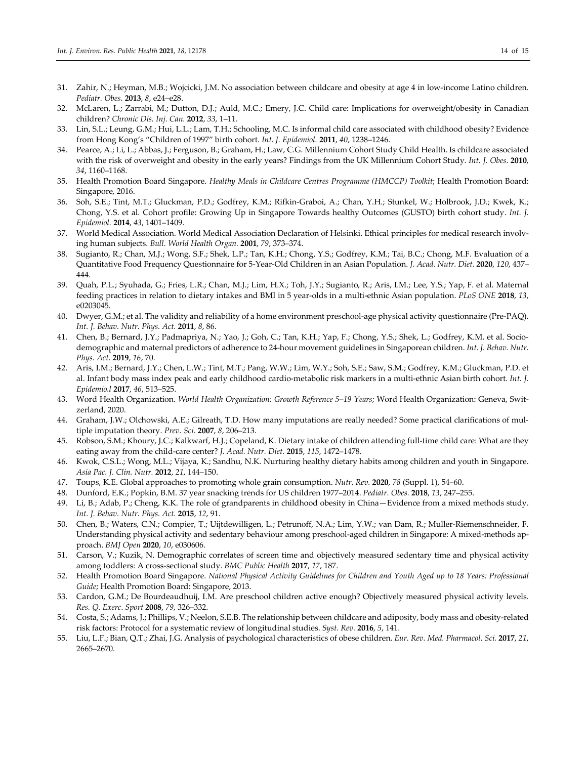31. Zahir, N.; Heyman, M.B.; Wojcicki, J.M. No association between childcare and obesity at age 4 in low-income Latino children. *Pediatr. Obes.* **2013**, *8*, e24–e28.
32. McLaren, L.; Zarrabi, M.; Dutton, D.J.; Auld, M.C.; Emery, J.C. Child care: Implications for overweight/obesity in Canadian children? *Chronic Dis. Inj. Can.* **2012**, *33*, 1–11.
33. Lin, S.L.; Leung, G.M.; Hui, L.L.; Lam, T.H.; Schooling, M.C. Is informal child care associated with childhood obesity? Evidence from Hong Kong's "Children of 1997" birth cohort. *Int. J. Epidemiol.* **2011**, *40*, 1238–1246.
34. Pearce, A.; Li, L.; Abbas, J.; Ferguson, B.; Graham, H.; Law, C.G. Millennium Cohort Study Child Health. Is childcare associated with the risk of overweight and obesity in the early years? Findings from the UK Millennium Cohort Study. *Int. J. Obes.* **2010**, *34*, 1160–1168.
35. Health Promotion Board Singapore. *Healthy Meals in Childcare Centres Programme (HMCCP) Toolkit*; Health Promotion Board: Singapore, 2016.
36. Soh, S.E.; Tint, M.T.; Gluckman, P.D.; Godfrey, K.M.; Rifkin-Graboi, A.; Chan, Y.H.; Stunkel, W.; Holbrook, J.D.; Kwek, K.; Chong, Y.S. et al. Cohort profile: Growing Up in Singapore Towards healthy Outcomes (GUSTO) birth cohort study. *Int. J. Epidemiol.* **2014**, *43*, 1401–1409.
37. World Medical Association. World Medical Association Declaration of Helsinki. Ethical principles for medical research involving human subjects. *Bull. World Health Organ.* **2001**, *79*, 373–374.
38. Sugianto, R.; Chan, M.J.; Wong, S.F.; Shek, L.P.; Tan, K.H.; Chong, Y.S.; Godfrey, K.M.; Tai, B.C.; Chong, M.F. Evaluation of a Quantitative Food Frequency Questionnaire for 5-Year-Old Children in an Asian Population. *J. Acad. Nutr. Diet.* **2020**, *120*, 437–444.
39. Quah, P.L.; Syuhada, G.; Fries, L.R.; Chan, M.J.; Lim, H.X.; Toh, J.Y.; Sugianto, R.; Aris, I.M.; Lee, Y.S.; Yap, F. et al. Maternal feeding practices in relation to dietary intakes and BMI in 5 year-olds in a multi-ethnic Asian population. *PLoS ONE* **2018**, *13*, e0203045.
40. Dwyer, G.M.; et al. The validity and reliability of a home environment preschool-age physical activity questionnaire (Pre-PAQ). *Int. J. Behav. Nutr. Phys. Act.* **2011**, *8*, 86.
41. Chen, B.; Bernard, J.Y.; Padmapriya, N.; Yao, J.; Goh, C.; Tan, K.H.; Yap, F.; Chong, Y.S.; Shek, L.; Godfrey, K.M. et al. Socio-demographic and maternal predictors of adherence to 24-hour movement guidelines in Singaporean children. *Int. J. Behav. Nutr. Phys. Act.* **2019**, *16*, 70.
42. Aris, I.M.; Bernard, J.Y.; Chen, L.W.; Tint, M.T.; Pang, W.W.; Lim, W.Y.; Soh, S.E.; Saw, S.M.; Godfrey, K.M.; Gluckman, P.D. et al. Infant body mass index peak and early childhood cardio-metabolic risk markers in a multi-ethnic Asian birth cohort. *Int. J. Epidemio.l* **2017**, *46*, 513–525.
43. Word Health Organization. *World Health Organization: Growth Reference 5–19 Years*; Word Health Organization: Geneva, Switzerland, 2020.
44. Graham, J.W.; Olchowski, A.E.; Gilreath, T.D. How many imputations are really needed? Some practical clarifications of multiple imputation theory. *Prev. Sci.* **2007**, *8*, 206–213.
45. Robson, S.M.; Khoury, J.C.; Kalkwarf, H.J.; Copeland, K. Dietary intake of children attending full-time child care: What are they eating away from the child-care center? *J. Acad. Nutr. Diet.* **2015**, *115*, 1472–1478.
46. Kwok, C.S.L.; Wong, M.L.; Vijaya, K.; Sandhu, N.K. Nurturing healthy dietary habits among children and youth in Singapore. *Asia Pac. J. Clin. Nutr.* **2012**, *21*, 144–150.
47. Toups, K.E. Global approaches to promoting whole grain consumption. *Nutr. Rev.* **2020**, *78* (Suppl. 1), 54–60.
48. Dunford, E.K.; Popkin, B.M. 37 year snacking trends for US children 1977–2014. *Pediatr. Obes.* **2018**, *13*, 247–255.
49. Li, B.; Adab, P.; Cheng, K.K. The role of grandparents in childhood obesity in China—Evidence from a mixed methods study. *Int. J. Behav. Nutr. Phys. Act.* **2015**, *12*, 91.
50. Chen, B.; Waters, C.N.; Compier, T.; Uijtdewilligen, L.; Petrunoff, N.A.; Lim, Y.W.; van Dam, R.; Muller-Riemenschneider, F. Understanding physical activity and sedentary behaviour among preschool-aged children in Singapore: A mixed-methods approach. *BMJ Open* **2020**, *10*, e030606.
51. Carson, V.; Kuzik, N. Demographic correlates of screen time and objectively measured sedentary time and physical activity among toddlers: A cross-sectional study. *BMC Public Health* **2017**, *17*, 187.
52. Health Promotion Board Singapore. *National Physical Activity Guidelines for Children and Youth Aged up to 18 Years: Professional Guide*; Health Promotion Board: Singapore, 2013.
53. Cardon, G.M.; De Bourdeaudhuij, I.M. Are preschool children active enough? Objectively measured physical activity levels. *Res. Q. Exerc. Sport* **2008**, *79*, 326–332.
54. Costa, S.; Adams, J.; Phillips, V.; Neelon, S.E.B. The relationship between childcare and adiposity, body mass and obesity-related risk factors: Protocol for a systematic review of longitudinal studies. *Syst. Rev.* **2016**, *5*, 141.
55. Liu, L.F.; Bian, Q.T.; Zhai, J.G. Analysis of psychological characteristics of obese children. *Eur. Rev. Med. Pharmacol. Sci.* **2017**, *21*, 2665–2670.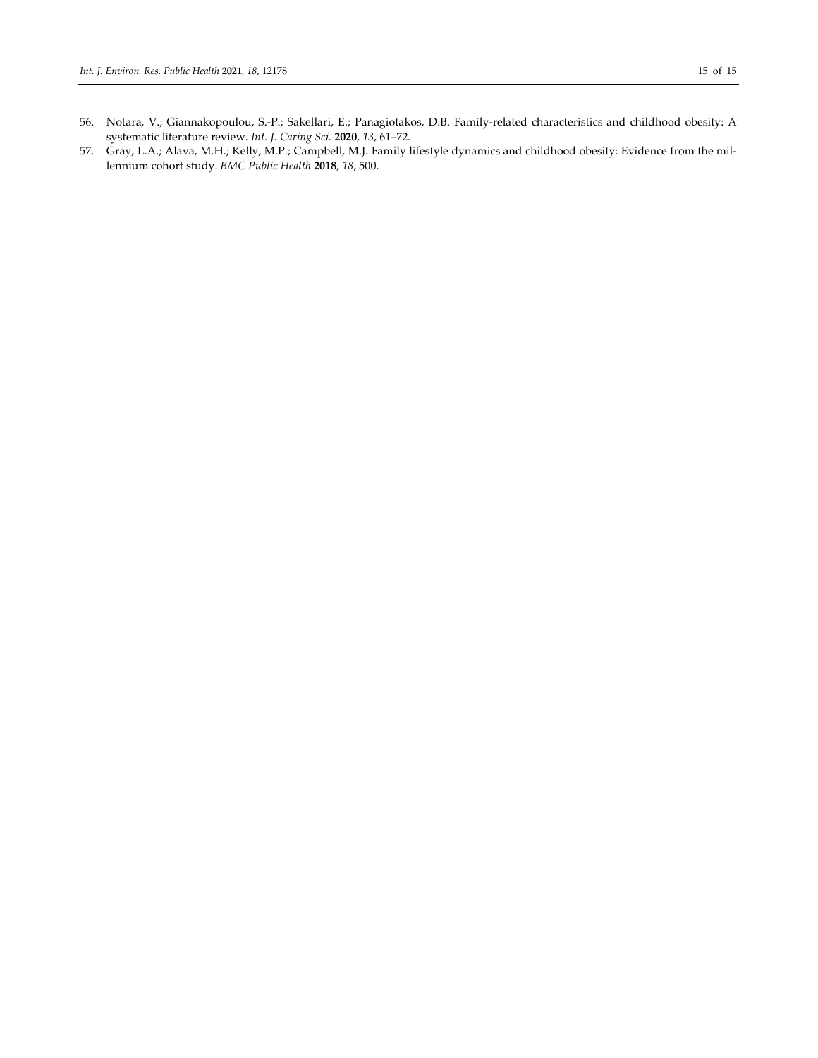56. Notara, V.; Giannakopoulou, S.-P.; Sakellari, E.; Panagiotakos, D.B. Family-related characteristics and childhood obesity: A systematic literature review. *Int. J. Caring Sci.* **2020**, *13*, 61–72.
57. Gray, L.A.; Alava, M.H.; Kelly, M.P.; Campbell, M.J. Family lifestyle dynamics and childhood obesity: Evidence from the millennium cohort study. *BMC Public Health* **2018**, *18*, 500.